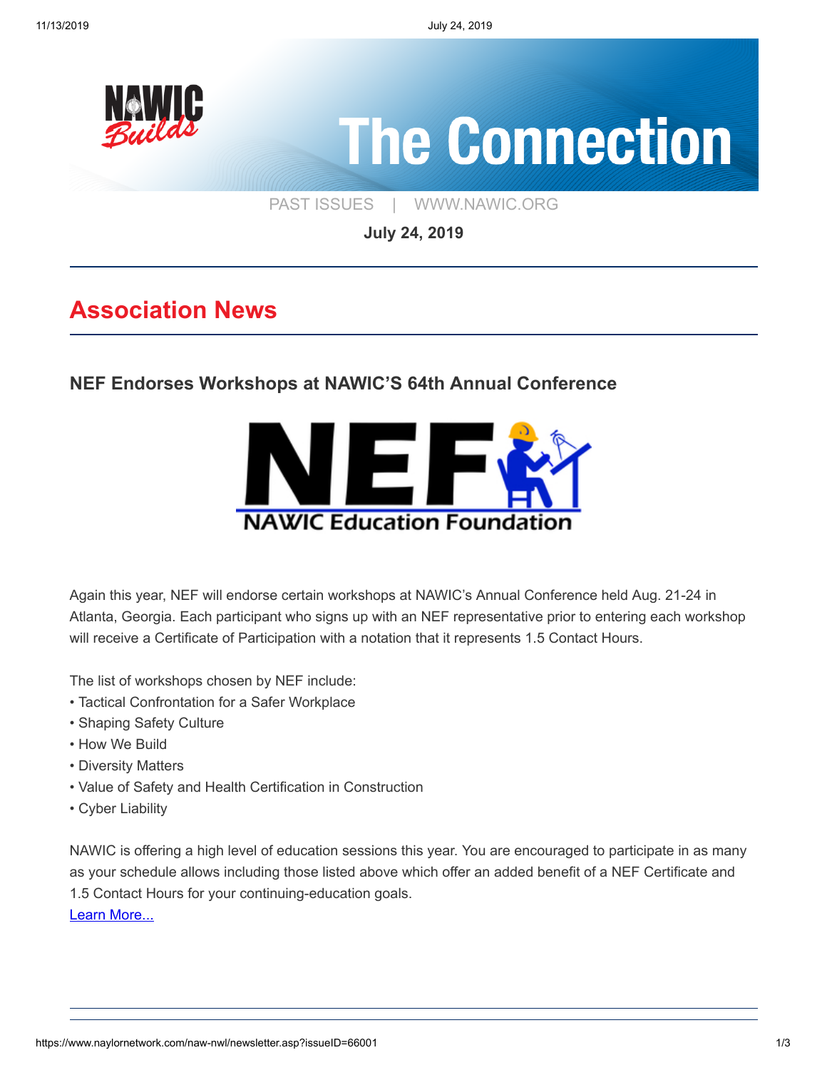# The Connection

PAST ISSUES | WWW.NAWIC.ORG

**July 24, 2019**

## Association News

### NEF Endorses Workshops at NAWIC'S 64th Annual Conference

Again this year, NEF will endorse certain workshops at NAWIC's Annual Conference held Aug. 21-24 in Atlanta, Georgia. Each participant who signs up with an NEF representative prior to entering each workshop will receive a Certificate of Participation with a notation that it represents 1.5 Contact Hours.

The list of workshops chosen by NEF include:

- Tactical Confrontation for a Safer Workplace
- Shaping Safety Culture
- How We Build
- Diversity Matters
- Value of Safety and Health Certification in Construction
- Cyber Liability

NAWIC is offering a high level of education sessions this year. You are encouraged to participate in as many as your schedule allows including those listed above which offer an added benefit of a NEF Certificate and 1.5 Contact Hours for your continuing-education goals.

Learn More...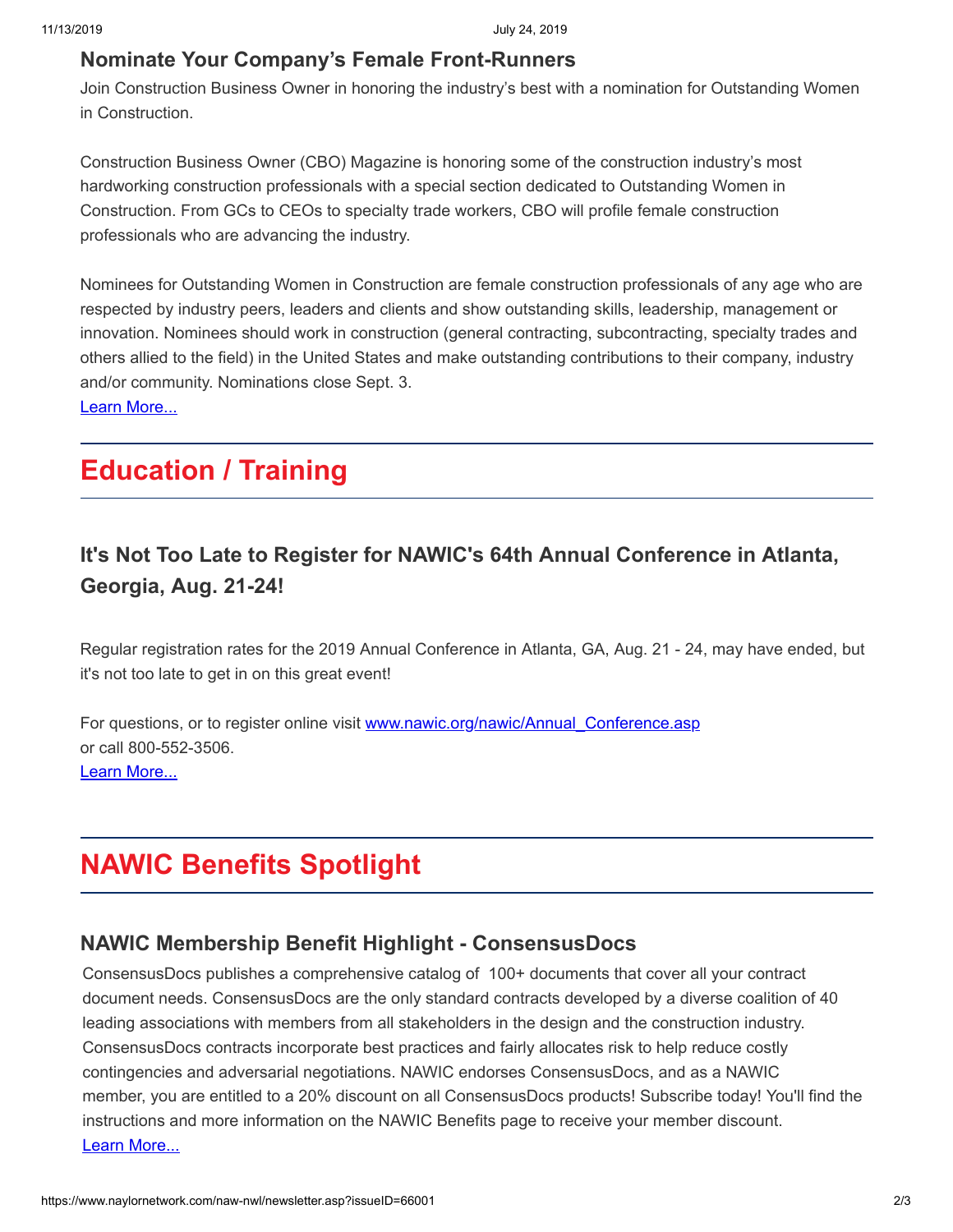### Nominate Your Company's Female Front-Runners

Join Construction Business Owner in honoring the industry's best with a nomination for Outstanding Women in Construction.

Construction Business Owner (CBO) Magazine is honoring some of the construction industry's most hardworking construction professionals with a special section dedicated to Outstanding Women in Construction. From GCs to CEOs to specialty trade workers, CBO will profile female construction professionals who are advancing the industry.

Nominees for Outstanding Women in Construction are female construction professionals of any age who are respected by industry peers, leaders and clients and show outstanding skills, leadership, management or innovation. Nominees should work in construction (general contracting, subcontracting, specialty trades and others allied to the field) in the United States and make outstanding contributions to their company, industry and/or community. Nominations close Sept. 3.

Learn More...

## Education / Training

### It's Not Too Late to Register for NAWIC's 64th Annual Conference in Atlanta, Georgia, Aug. 21-24!

Regular registration rates for the 2019 Annual Conference in Atlanta, GA, Aug. 21 - 24, may have ended, but it's not too late to get in on this great event!

For questions, or to register online visit www.nawic.org/nawic/Annual_Conference.asp
or call 800-552-3506.

Learn More...

## NAWIC Benefits Spotlight

### NAWIC Membership Benefit Highlight - ConsensusDocs

ConsensusDocs publishes a comprehensive catalog of 100+ documents that cover all your contract document needs. ConsensusDocs are the only standard contracts developed by a diverse coalition of 40 leading associations with members from all stakeholders in the design and the construction industry. ConsensusDocs contracts incorporate best practices and fairly allocates risk to help reduce costly contingencies and adversarial negotiations. NAWIC endorses ConsensusDocs, and as a NAWIC member, you are entitled to a 20% discount on all ConsensusDocs products! Subscribe today! You'll find the instructions and more information on the NAWIC Benefits page to receive your member discount.

Learn More...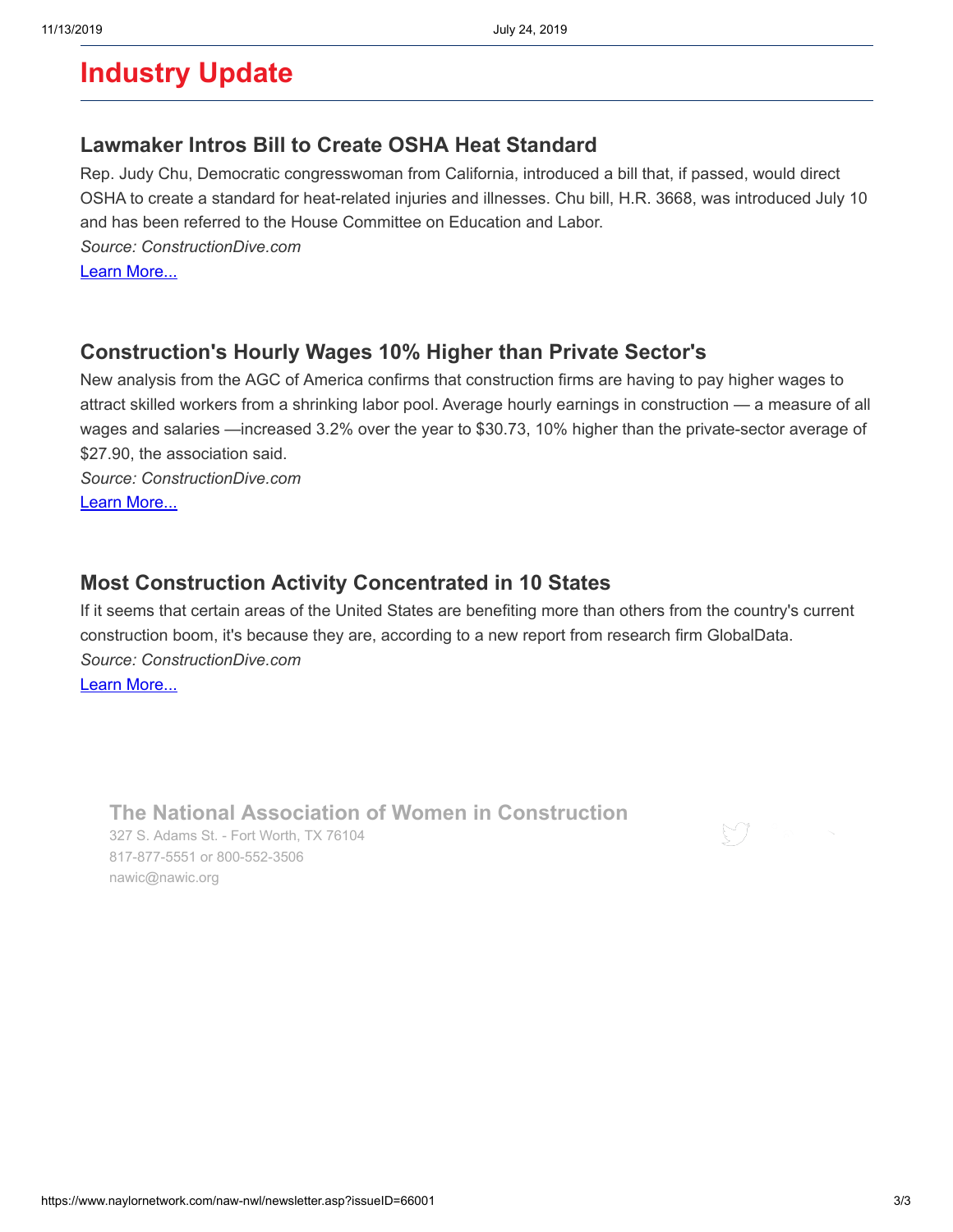# Industry Update

## Lawmaker Intros Bill to Create OSHA Heat Standard

Rep. Judy Chu, Democratic congresswoman from California, introduced a bill that, if passed, would direct OSHA to create a standard for heat-related injuries and illnesses. Chu bill, H.R. 3668, was introduced July 10 and has been referred to the House Committee on Education and Labor.

*Source: ConstructionDive.com*

Learn More...

## Construction's Hourly Wages 10% Higher than Private Sector's

New analysis from the AGC of America confirms that construction firms are having to pay higher wages to attract skilled workers from a shrinking labor pool. Average hourly earnings in construction — a measure of all wages and salaries —increased 3.2% over the year to $30.73, 10% higher than the private-sector average of $27.90, the association said.

*Source: ConstructionDive.com*

Learn More...

## Most Construction Activity Concentrated in 10 States

If it seems that certain areas of the United States are benefiting more than others from the country's current construction boom, it's because they are, according to a new report from research firm GlobalData.

*Source: ConstructionDive.com*

Learn More...

**The National Association of Women in Construction**

327 S. Adams St. - Fort Worth, TX 76104
817-877-5551 or 800-552-3506
nawic@nawic.org